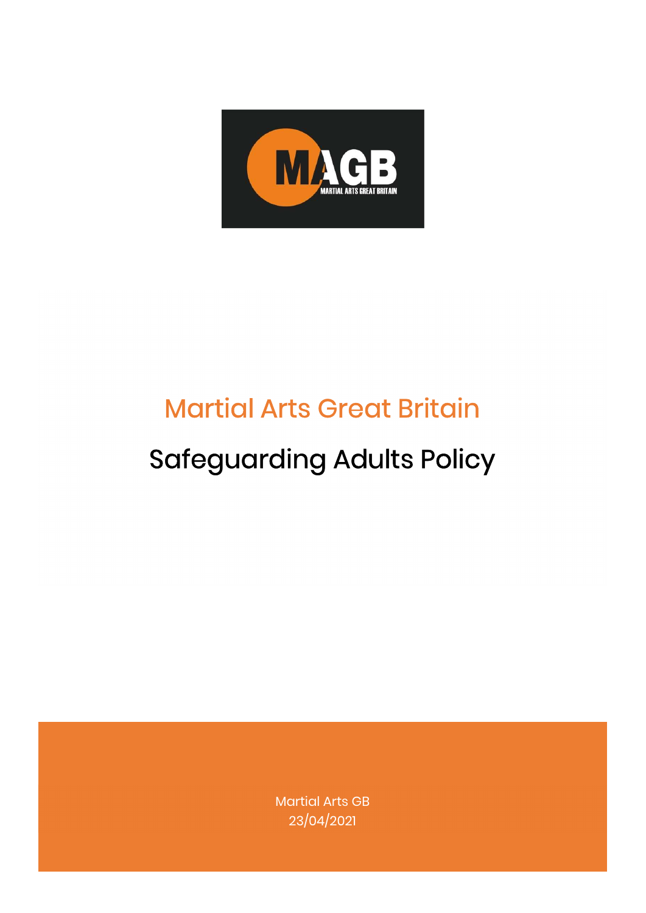# Martial Arts Great Britain

## Safeguarding Adults Policy

Martial Arts GB
23/04/2021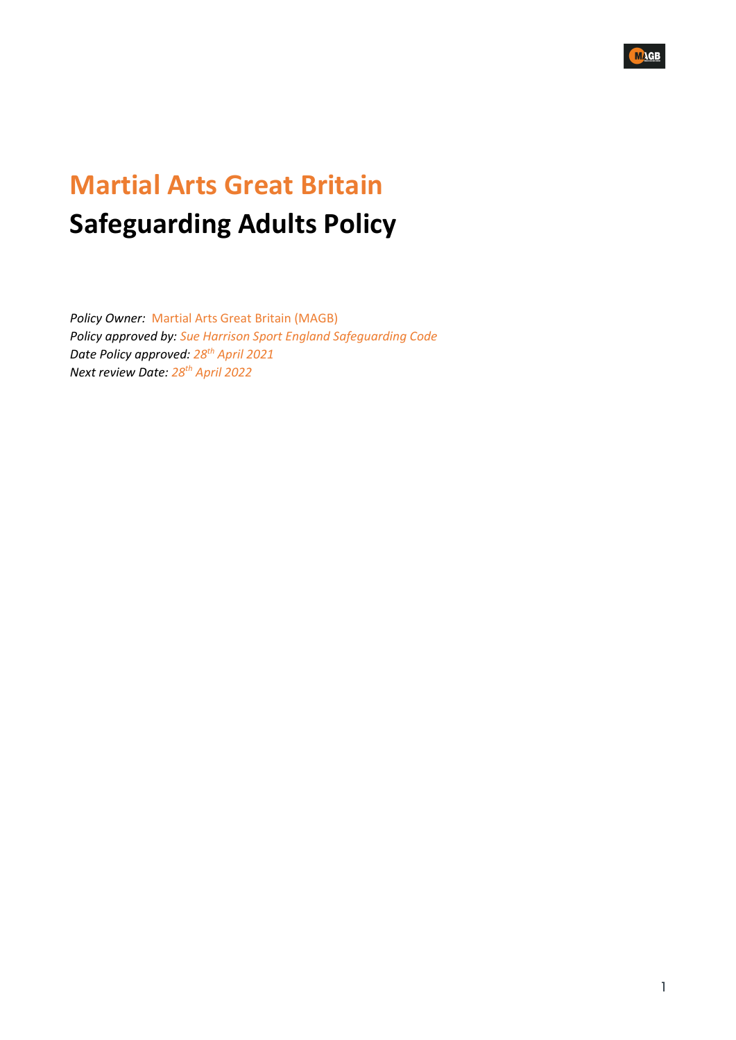# Martial Arts Great Britain

# Safeguarding Adults Policy

*Policy Owner:* Martial Arts Great Britain (MAGB)
*Policy approved by: Sue Harrison Sport England Safeguarding Code*
*Date Policy approved: 28th April 2021*
*Next review Date: 28th April 2022*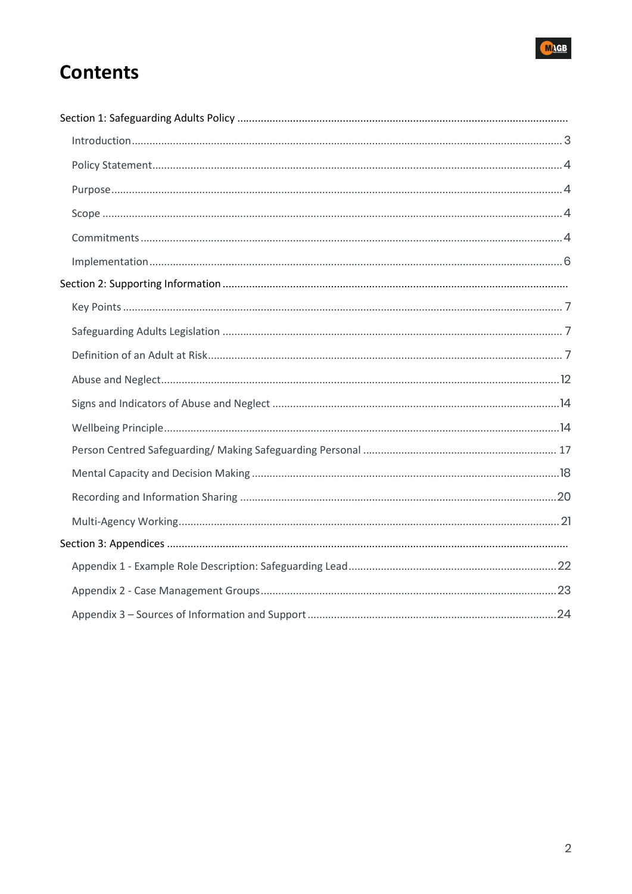# Contents

Section 1: Safeguarding Adults Policy

- Introduction ... 3
- Policy Statement ... 4
- Purpose ... 4
- Scope ... 4
- Commitments ... 4
- Implementation ... 6

Section 2: Supporting Information

- Key Points ... 7
- Safeguarding Adults Legislation ... 7
- Definition of an Adult at Risk ... 7
- Abuse and Neglect ... 12
- Signs and Indicators of Abuse and Neglect ... 14
- Wellbeing Principle ... 14
- Person Centred Safeguarding/ Making Safeguarding Personal ... 17
- Mental Capacity and Decision Making ... 18
- Recording and Information Sharing ... 20
- Multi-Agency Working ... 21

Section 3: Appendices

- Appendix 1 - Example Role Description: Safeguarding Lead ... 22
- Appendix 2 - Case Management Groups ... 23
- Appendix 3 – Sources of Information and Support ... 24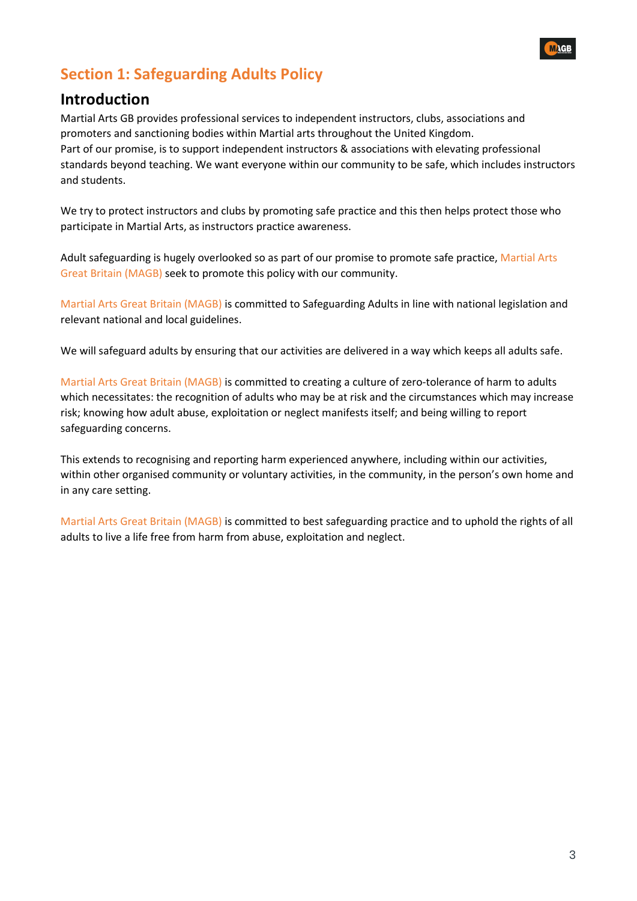# Section 1: Safeguarding Adults Policy

## Introduction

Martial Arts GB provides professional services to independent instructors, clubs, associations and promoters and sanctioning bodies within Martial arts throughout the United Kingdom.
Part of our promise, is to support independent instructors & associations with elevating professional standards beyond teaching. We want everyone within our community to be safe, which includes instructors and students.

We try to protect instructors and clubs by promoting safe practice and this then helps protect those who participate in Martial Arts, as instructors practice awareness.

Adult safeguarding is hugely overlooked so as part of our promise to promote safe practice, Martial Arts Great Britain (MAGB) seek to promote this policy with our community.

Martial Arts Great Britain (MAGB) is committed to Safeguarding Adults in line with national legislation and relevant national and local guidelines.

We will safeguard adults by ensuring that our activities are delivered in a way which keeps all adults safe.

Martial Arts Great Britain (MAGB) is committed to creating a culture of zero-tolerance of harm to adults which necessitates: the recognition of adults who may be at risk and the circumstances which may increase risk; knowing how adult abuse, exploitation or neglect manifests itself; and being willing to report safeguarding concerns.

This extends to recognising and reporting harm experienced anywhere, including within our activities, within other organised community or voluntary activities, in the community, in the person's own home and in any care setting.

Martial Arts Great Britain (MAGB) is committed to best safeguarding practice and to uphold the rights of all adults to live a life free from harm from abuse, exploitation and neglect.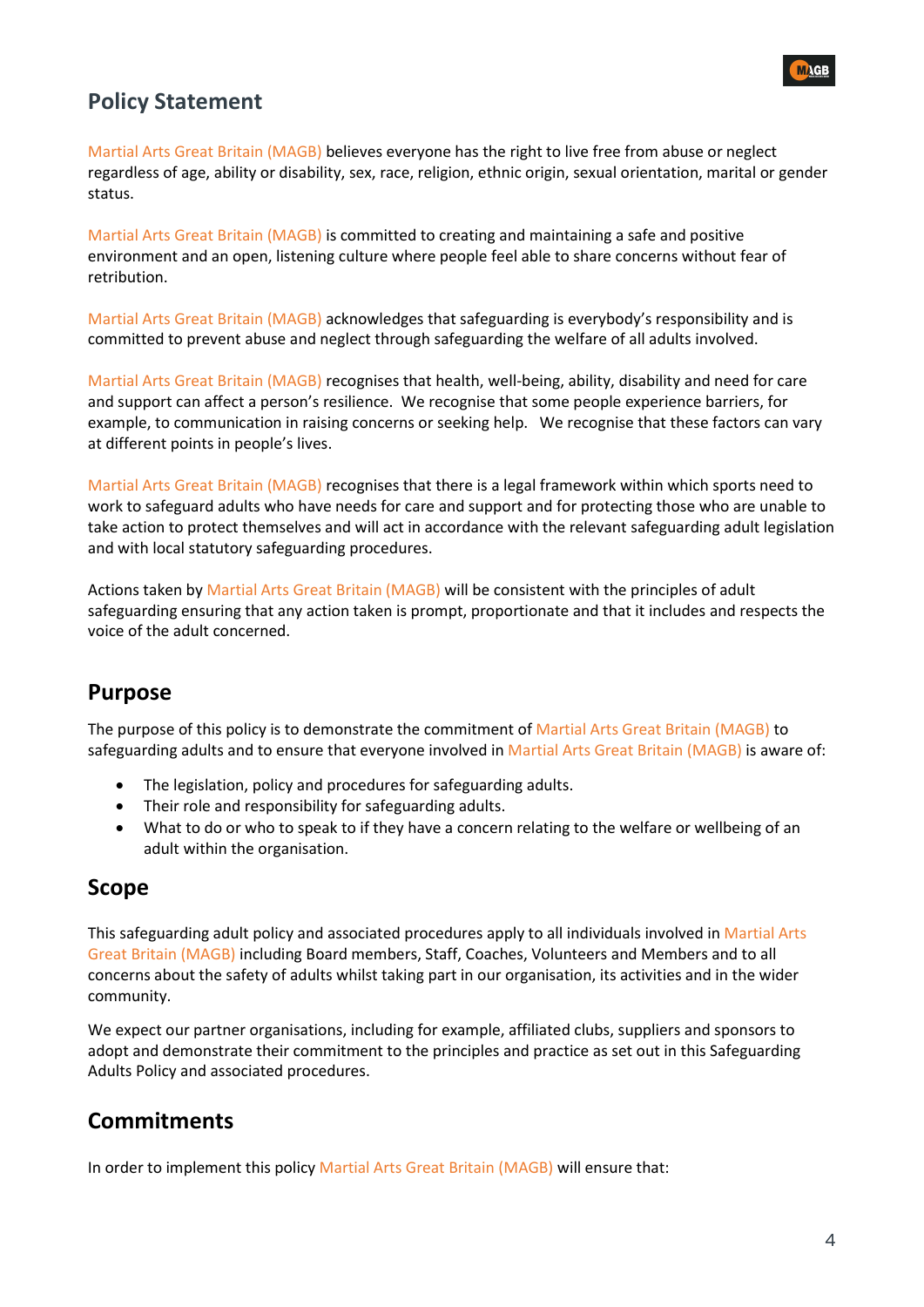## Policy Statement

Martial Arts Great Britain (MAGB) believes everyone has the right to live free from abuse or neglect regardless of age, ability or disability, sex, race, religion, ethnic origin, sexual orientation, marital or gender status.

Martial Arts Great Britain (MAGB) is committed to creating and maintaining a safe and positive environment and an open, listening culture where people feel able to share concerns without fear of retribution.

Martial Arts Great Britain (MAGB) acknowledges that safeguarding is everybody's responsibility and is committed to prevent abuse and neglect through safeguarding the welfare of all adults involved.

Martial Arts Great Britain (MAGB) recognises that health, well-being, ability, disability and need for care and support can affect a person's resilience. We recognise that some people experience barriers, for example, to communication in raising concerns or seeking help. We recognise that these factors can vary at different points in people's lives.

Martial Arts Great Britain (MAGB) recognises that there is a legal framework within which sports need to work to safeguard adults who have needs for care and support and for protecting those who are unable to take action to protect themselves and will act in accordance with the relevant safeguarding adult legislation and with local statutory safeguarding procedures.

Actions taken by Martial Arts Great Britain (MAGB) will be consistent with the principles of adult safeguarding ensuring that any action taken is prompt, proportionate and that it includes and respects the voice of the adult concerned.

## Purpose

The purpose of this policy is to demonstrate the commitment of Martial Arts Great Britain (MAGB) to safeguarding adults and to ensure that everyone involved in Martial Arts Great Britain (MAGB) is aware of:

- The legislation, policy and procedures for safeguarding adults.
- Their role and responsibility for safeguarding adults.
- What to do or who to speak to if they have a concern relating to the welfare or wellbeing of an adult within the organisation.

## Scope

This safeguarding adult policy and associated procedures apply to all individuals involved in Martial Arts Great Britain (MAGB) including Board members, Staff, Coaches, Volunteers and Members and to all concerns about the safety of adults whilst taking part in our organisation, its activities and in the wider community.

We expect our partner organisations, including for example, affiliated clubs, suppliers and sponsors to adopt and demonstrate their commitment to the principles and practice as set out in this Safeguarding Adults Policy and associated procedures.

## Commitments

In order to implement this policy Martial Arts Great Britain (MAGB) will ensure that: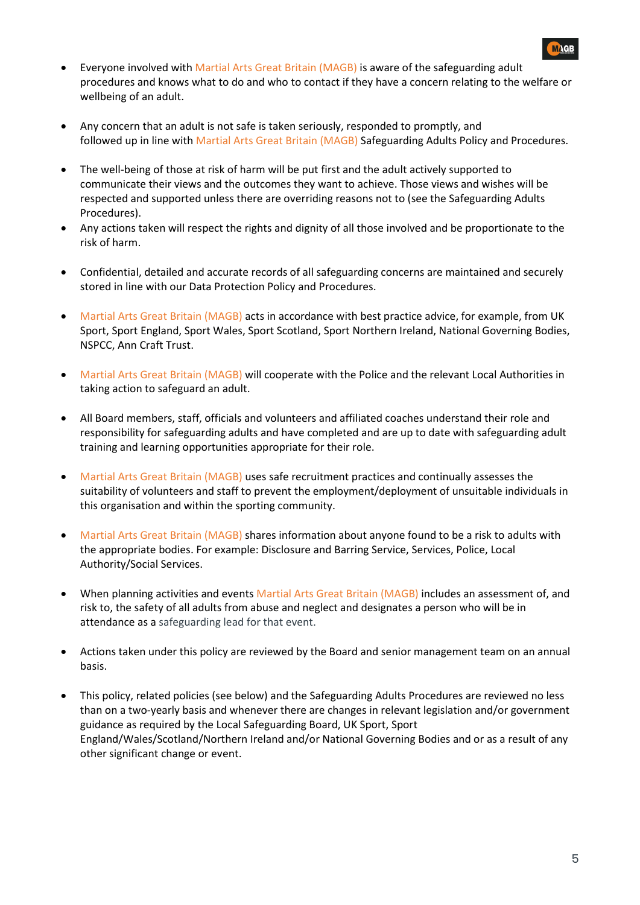- Everyone involved with Martial Arts Great Britain (MAGB) is aware of the safeguarding adult procedures and knows what to do and who to contact if they have a concern relating to the welfare or wellbeing of an adult.

- Any concern that an adult is not safe is taken seriously, responded to promptly, and followed up in line with Martial Arts Great Britain (MAGB) Safeguarding Adults Policy and Procedures.

- The well-being of those at risk of harm will be put first and the adult actively supported to communicate their views and the outcomes they want to achieve. Those views and wishes will be respected and supported unless there are overriding reasons not to (see the Safeguarding Adults Procedures).
- Any actions taken will respect the rights and dignity of all those involved and be proportionate to the risk of harm.

- Confidential, detailed and accurate records of all safeguarding concerns are maintained and securely stored in line with our Data Protection Policy and Procedures.

- Martial Arts Great Britain (MAGB) acts in accordance with best practice advice, for example, from UK Sport, Sport England, Sport Wales, Sport Scotland, Sport Northern Ireland, National Governing Bodies, NSPCC, Ann Craft Trust.

- Martial Arts Great Britain (MAGB) will cooperate with the Police and the relevant Local Authorities in taking action to safeguard an adult.

- All Board members, staff, officials and volunteers and affiliated coaches understand their role and responsibility for safeguarding adults and have completed and are up to date with safeguarding adult training and learning opportunities appropriate for their role.

- Martial Arts Great Britain (MAGB) uses safe recruitment practices and continually assesses the suitability of volunteers and staff to prevent the employment/deployment of unsuitable individuals in this organisation and within the sporting community.

- Martial Arts Great Britain (MAGB) shares information about anyone found to be a risk to adults with the appropriate bodies. For example: Disclosure and Barring Service, Services, Police, Local Authority/Social Services.

- When planning activities and events Martial Arts Great Britain (MAGB) includes an assessment of, and risk to, the safety of all adults from abuse and neglect and designates a person who will be in attendance as a safeguarding lead for that event.

- Actions taken under this policy are reviewed by the Board and senior management team on an annual basis.

- This policy, related policies (see below) and the Safeguarding Adults Procedures are reviewed no less than on a two-yearly basis and whenever there are changes in relevant legislation and/or government guidance as required by the Local Safeguarding Board, UK Sport, Sport England/Wales/Scotland/Northern Ireland and/or National Governing Bodies and or as a result of any other significant change or event.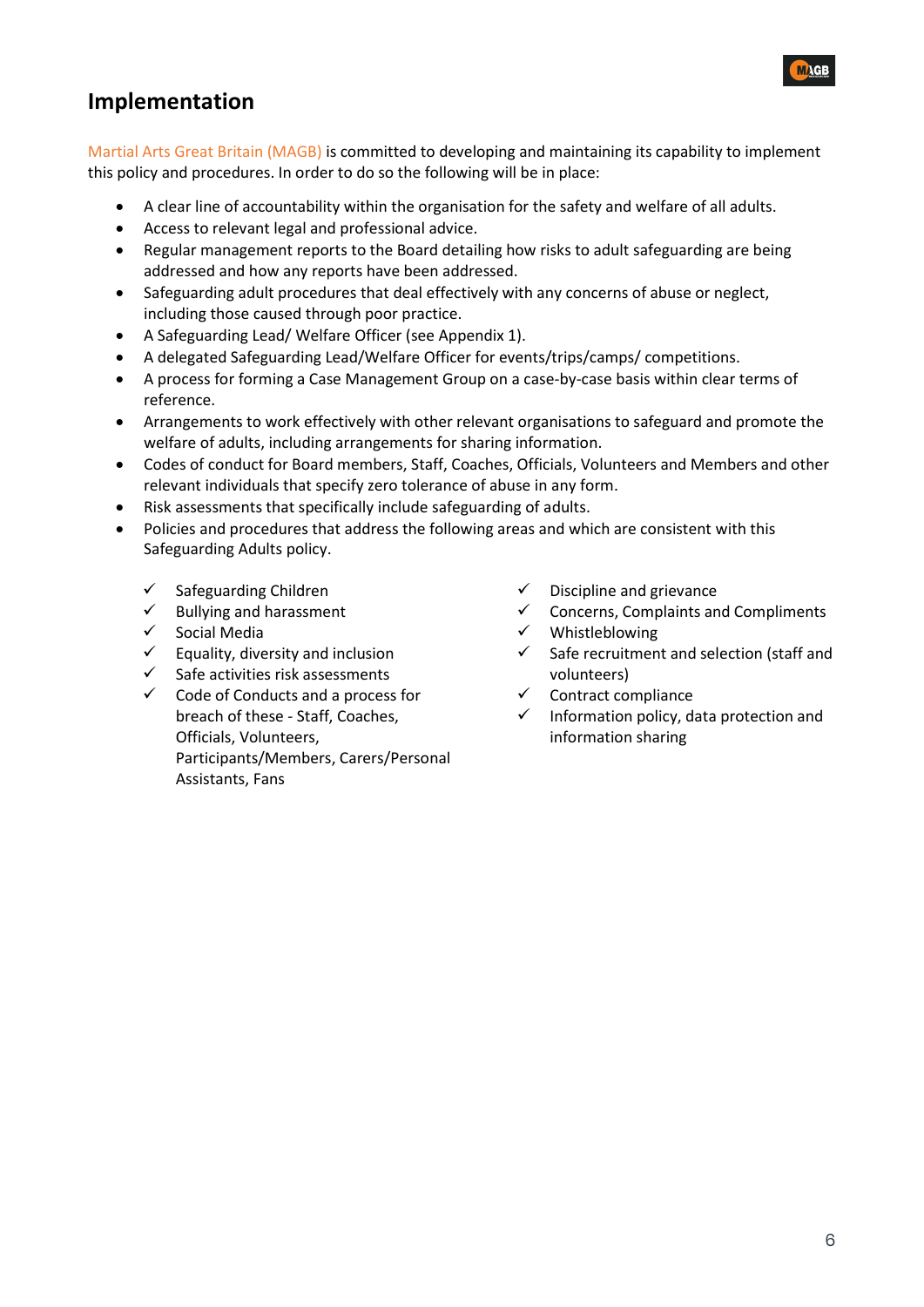## Implementation

Martial Arts Great Britain (MAGB) is committed to developing and maintaining its capability to implement this policy and procedures. In order to do so the following will be in place:

- A clear line of accountability within the organisation for the safety and welfare of all adults.
- Access to relevant legal and professional advice.
- Regular management reports to the Board detailing how risks to adult safeguarding are being addressed and how any reports have been addressed.
- Safeguarding adult procedures that deal effectively with any concerns of abuse or neglect, including those caused through poor practice.
- A Safeguarding Lead/ Welfare Officer (see Appendix 1).
- A delegated Safeguarding Lead/Welfare Officer for events/trips/camps/ competitions.
- A process for forming a Case Management Group on a case-by-case basis within clear terms of reference.
- Arrangements to work effectively with other relevant organisations to safeguard and promote the welfare of adults, including arrangements for sharing information.
- Codes of conduct for Board members, Staff, Coaches, Officials, Volunteers and Members and other relevant individuals that specify zero tolerance of abuse in any form.
- Risk assessments that specifically include safeguarding of adults.
- Policies and procedures that address the following areas and which are consistent with this Safeguarding Adults policy.

  - ✓ Safeguarding Children
  - ✓ Bullying and harassment
  - ✓ Social Media
  - ✓ Equality, diversity and inclusion
  - ✓ Safe activities risk assessments
  - ✓ Code of Conducts and a process for breach of these - Staff, Coaches, Officials, Volunteers, Participants/Members, Carers/Personal Assistants, Fans
  - ✓ Discipline and grievance
  - ✓ Concerns, Complaints and Compliments
  - ✓ Whistleblowing
  - ✓ Safe recruitment and selection (staff and volunteers)
  - ✓ Contract compliance
  - ✓ Information policy, data protection and information sharing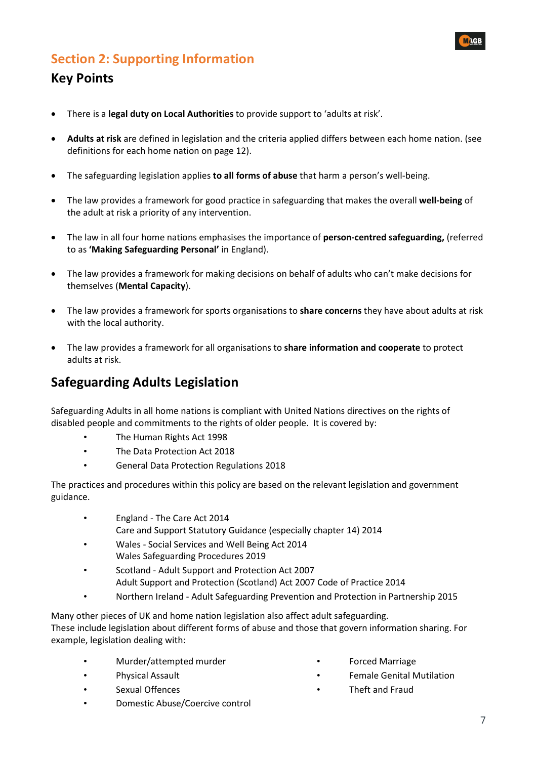## Section 2: Supporting Information

### Key Points

- There is a **legal duty on Local Authorities** to provide support to 'adults at risk'.
- **Adults at risk** are defined in legislation and the criteria applied differs between each home nation. (see definitions for each home nation on page 12).
- The safeguarding legislation applies **to all forms of abuse** that harm a person's well-being.
- The law provides a framework for good practice in safeguarding that makes the overall **well-being** of the adult at risk a priority of any intervention.
- The law in all four home nations emphasises the importance of **person-centred safeguarding,** (referred to as **'Making Safeguarding Personal'** in England).
- The law provides a framework for making decisions on behalf of adults who can't make decisions for themselves (**Mental Capacity**).
- The law provides a framework for sports organisations to **share concerns** they have about adults at risk with the local authority.
- The law provides a framework for all organisations to **share information and cooperate** to protect adults at risk.

### Safeguarding Adults Legislation

Safeguarding Adults in all home nations is compliant with United Nations directives on the rights of disabled people and commitments to the rights of older people. It is covered by:

- The Human Rights Act 1998
- The Data Protection Act 2018
- General Data Protection Regulations 2018

The practices and procedures within this policy are based on the relevant legislation and government guidance.

- England - The Care Act 2014
  Care and Support Statutory Guidance (especially chapter 14) 2014
- Wales - Social Services and Well Being Act 2014
  Wales Safeguarding Procedures 2019
- Scotland - Adult Support and Protection Act 2007
  Adult Support and Protection (Scotland) Act 2007 Code of Practice 2014
- Northern Ireland - Adult Safeguarding Prevention and Protection in Partnership 2015

Many other pieces of UK and home nation legislation also affect adult safeguarding.
These include legislation about different forms of abuse and those that govern information sharing. For example, legislation dealing with:

- Murder/attempted murder
- Physical Assault
- Sexual Offences
- Domestic Abuse/Coercive control
- Forced Marriage
- Female Genital Mutilation
- Theft and Fraud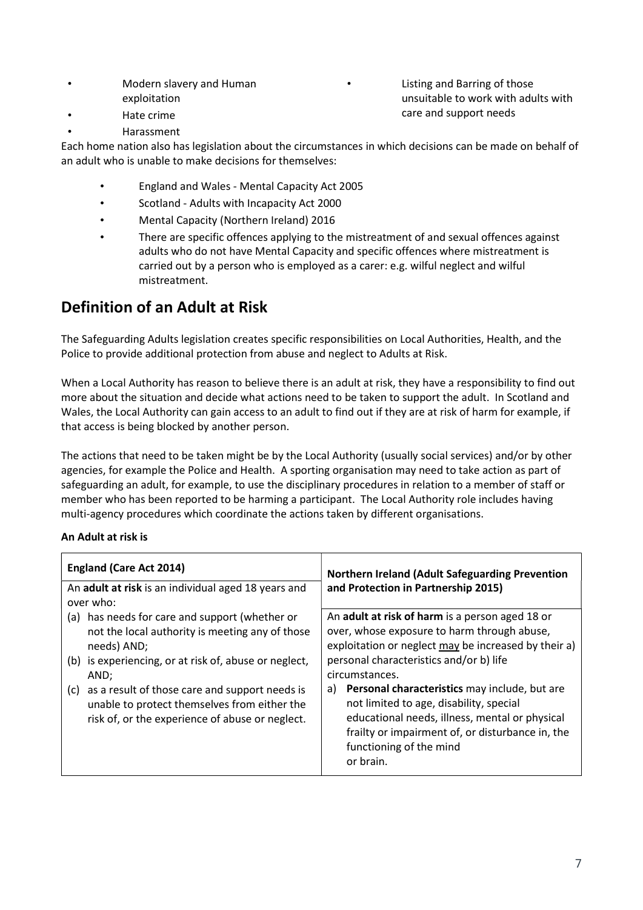- Modern slavery and Human exploitation
- Hate crime
- Harassment
- Listing and Barring of those unsuitable to work with adults with care and support needs

Each home nation also has legislation about the circumstances in which decisions can be made on behalf of an adult who is unable to make decisions for themselves:

- England and Wales - Mental Capacity Act 2005
- Scotland - Adults with Incapacity Act 2000
- Mental Capacity (Northern Ireland) 2016
- There are specific offences applying to the mistreatment of and sexual offences against adults who do not have Mental Capacity and specific offences where mistreatment is carried out by a person who is employed as a carer: e.g. wilful neglect and wilful mistreatment.

## Definition of an Adult at Risk

The Safeguarding Adults legislation creates specific responsibilities on Local Authorities, Health, and the Police to provide additional protection from abuse and neglect to Adults at Risk.

When a Local Authority has reason to believe there is an adult at risk, they have a responsibility to find out more about the situation and decide what actions need to be taken to support the adult. In Scotland and Wales, the Local Authority can gain access to an adult to find out if they are at risk of harm for example, if that access is being blocked by another person.

The actions that need to be taken might be by the Local Authority (usually social services) and/or by other agencies, for example the Police and Health. A sporting organisation may need to take action as part of safeguarding an adult, for example, to use the disciplinary procedures in relation to a member of staff or member who has been reported to be harming a participant. The Local Authority role includes having multi-agency procedures which coordinate the actions taken by different organisations.

**An Adult at risk is**

| **England (Care Act 2014)** | **Northern Ireland (Adult Safeguarding Prevention and Protection in Partnership 2015)** |
|---|---|
| An **adult at risk** is an individual aged 18 years and over who:<br>(a) has needs for care and support (whether or not the local authority is meeting any of those needs) AND;<br>(b) is experiencing, or at risk of, abuse or neglect, AND;<br>(c) as a result of those care and support needs is unable to protect themselves from either the risk of, or the experience of abuse or neglect. | An **adult at risk of harm** is a person aged 18 or over, whose exposure to harm through abuse, exploitation or neglect may be increased by their a) personal characteristics and/or b) life circumstances.<br>a) **Personal characteristics** may include, but are not limited to age, disability, special educational needs, illness, mental or physical frailty or impairment of, or disturbance in, the functioning of the mind or brain. |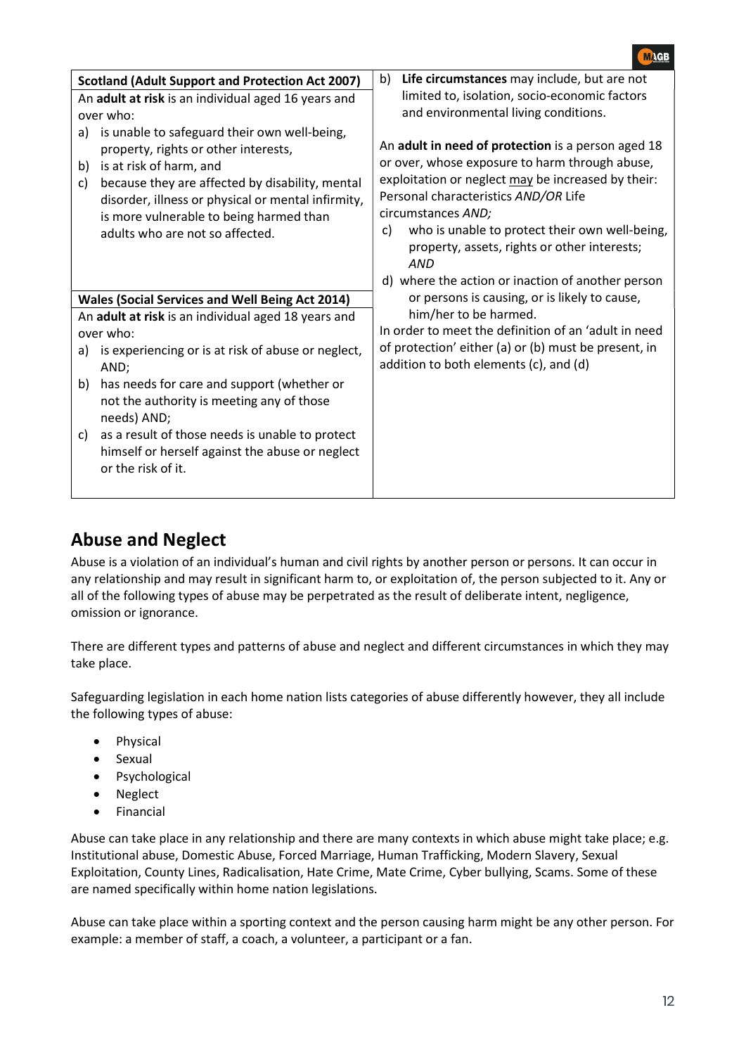**Scotland (Adult Support and Protection Act 2007)**

An **adult at risk** is an individual aged 16 years and over who:

a) is unable to safeguard their own well-being, property, rights or other interests,
b) is at risk of harm, and
c) because they are affected by disability, mental disorder, illness or physical or mental infirmity, is more vulnerable to being harmed than adults who are not so affected.

**Wales (Social Services and Well Being Act 2014)**

An **adult at risk** is an individual aged 18 years and over who:

a) is experiencing or is at risk of abuse or neglect, AND;
b) has needs for care and support (whether or not the authority is meeting any of those needs) AND;
c) as a result of those needs is unable to protect himself or herself against the abuse or neglect or the risk of it.

b) **Life circumstances** may include, but are not limited to, isolation, socio-economic factors and environmental living conditions.

An **adult in need of protection** is a person aged 18 or over, whose exposure to harm through abuse, exploitation or neglect may be increased by their: Personal characteristics *AND/OR* Life circumstances *AND;*

c) who is unable to protect their own well-being, property, assets, rights or other interests; *AND*
d) where the action or inaction of another person or persons is causing, or is likely to cause, him/her to be harmed.

In order to meet the definition of an 'adult in need of protection' either (a) or (b) must be present, in addition to both elements (c), and (d)

## Abuse and Neglect

Abuse is a violation of an individual's human and civil rights by another person or persons. It can occur in any relationship and may result in significant harm to, or exploitation of, the person subjected to it. Any or all of the following types of abuse may be perpetrated as the result of deliberate intent, negligence, omission or ignorance.

There are different types and patterns of abuse and neglect and different circumstances in which they may take place.

Safeguarding legislation in each home nation lists categories of abuse differently however, they all include the following types of abuse:

- Physical
- Sexual
- Psychological
- Neglect
- Financial

Abuse can take place in any relationship and there are many contexts in which abuse might take place; e.g. Institutional abuse, Domestic Abuse, Forced Marriage, Human Trafficking, Modern Slavery, Sexual Exploitation, County Lines, Radicalisation, Hate Crime, Mate Crime, Cyber bullying, Scams. Some of these are named specifically within home nation legislations.

Abuse can take place within a sporting context and the person causing harm might be any other person. For example: a member of staff, a coach, a volunteer, a participant or a fan.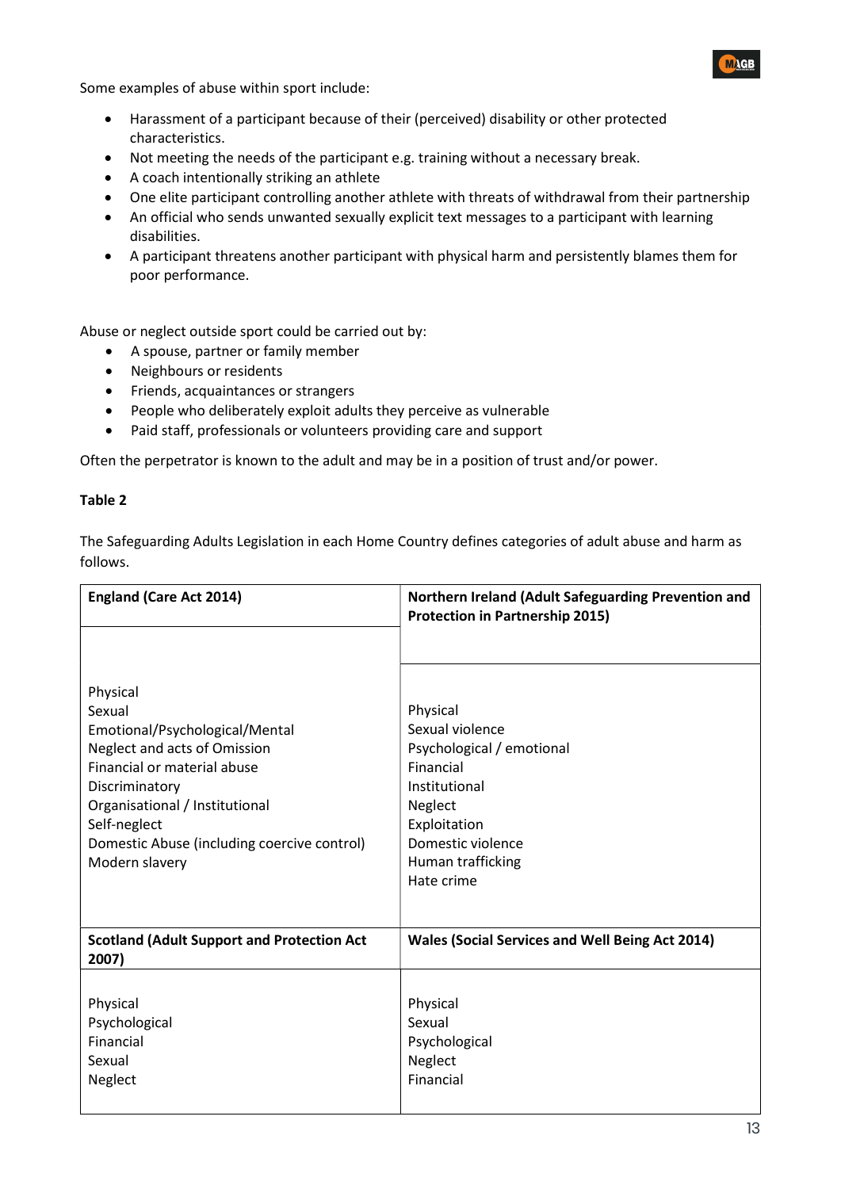Some examples of abuse within sport include:

- Harassment of a participant because of their (perceived) disability or other protected characteristics.
- Not meeting the needs of the participant e.g. training without a necessary break.
- A coach intentionally striking an athlete
- One elite participant controlling another athlete with threats of withdrawal from their partnership
- An official who sends unwanted sexually explicit text messages to a participant with learning disabilities.
- A participant threatens another participant with physical harm and persistently blames them for poor performance.

Abuse or neglect outside sport could be carried out by:

- A spouse, partner or family member
- Neighbours or residents
- Friends, acquaintances or strangers
- People who deliberately exploit adults they perceive as vulnerable
- Paid staff, professionals or volunteers providing care and support

Often the perpetrator is known to the adult and may be in a position of trust and/or power.

**Table 2**

The Safeguarding Adults Legislation in each Home Country defines categories of adult abuse and harm as follows.

| **England (Care Act 2014)** | **Northern Ireland (Adult Safeguarding Prevention and Protection in Partnership 2015)** |
|---|---|
| Physical<br>Sexual<br>Emotional/Psychological/Mental<br>Neglect and acts of Omission<br>Financial or material abuse<br>Discriminatory<br>Organisational / Institutional<br>Self-neglect<br>Domestic Abuse (including coercive control)<br>Modern slavery | Physical<br>Sexual violence<br>Psychological / emotional<br>Financial<br>Institutional<br>Neglect<br>Exploitation<br>Domestic violence<br>Human trafficking<br>Hate crime |
| **Scotland (Adult Support and Protection Act 2007)** | **Wales (Social Services and Well Being Act 2014)** |
| Physical<br>Psychological<br>Financial<br>Sexual<br>Neglect | Physical<br>Sexual<br>Psychological<br>Neglect<br>Financial |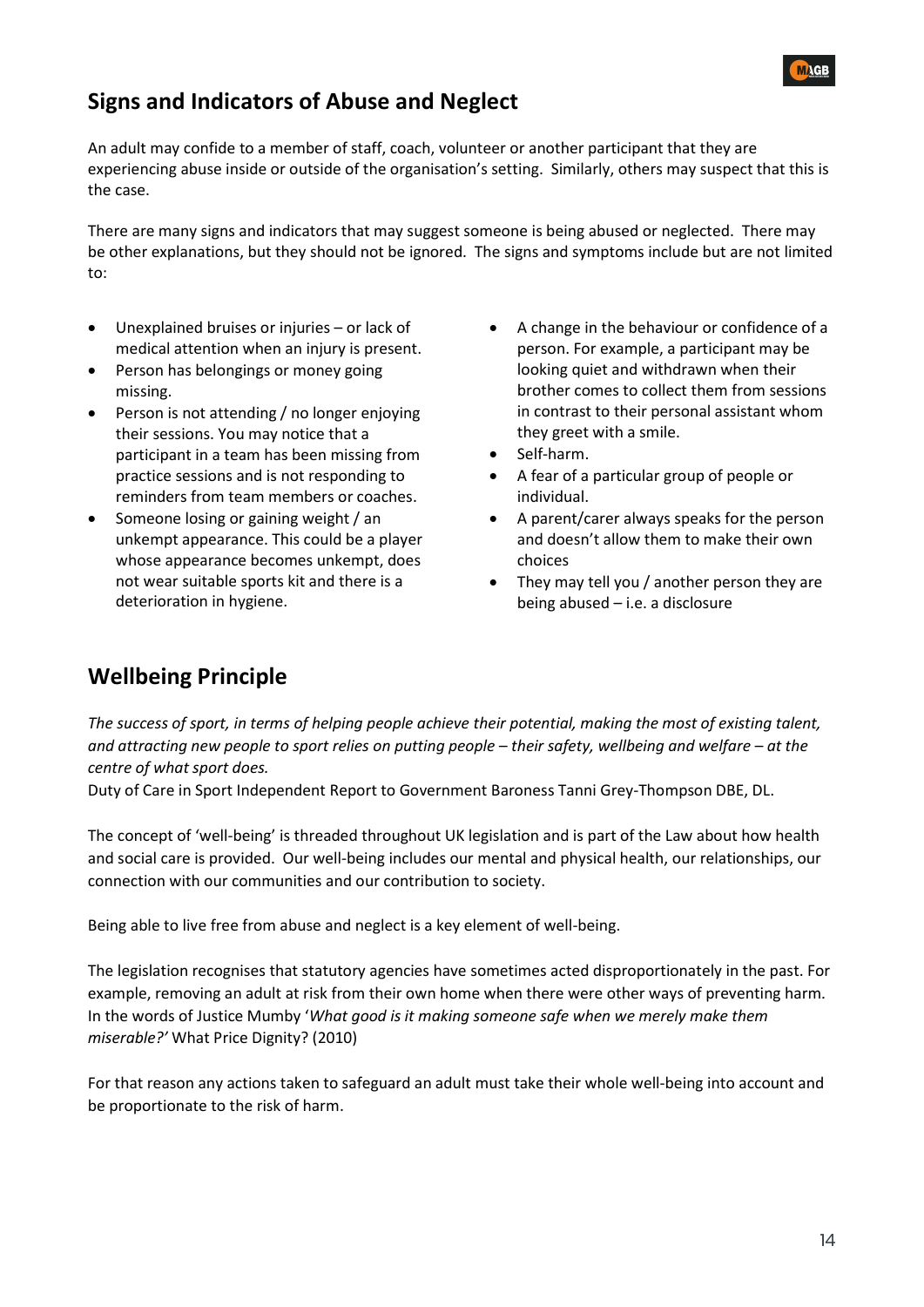## Signs and Indicators of Abuse and Neglect

An adult may confide to a member of staff, coach, volunteer or another participant that they are experiencing abuse inside or outside of the organisation's setting. Similarly, others may suspect that this is the case.

There are many signs and indicators that may suggest someone is being abused or neglected. There may be other explanations, but they should not be ignored. The signs and symptoms include but are not limited to:

- Unexplained bruises or injuries – or lack of medical attention when an injury is present.
- Person has belongings or money going missing.
- Person is not attending / no longer enjoying their sessions. You may notice that a participant in a team has been missing from practice sessions and is not responding to reminders from team members or coaches.
- Someone losing or gaining weight / an unkempt appearance. This could be a player whose appearance becomes unkempt, does not wear suitable sports kit and there is a deterioration in hygiene.
- A change in the behaviour or confidence of a person. For example, a participant may be looking quiet and withdrawn when their brother comes to collect them from sessions in contrast to their personal assistant whom they greet with a smile.
- Self-harm.
- A fear of a particular group of people or individual.
- A parent/carer always speaks for the person and doesn't allow them to make their own choices
- They may tell you / another person they are being abused – i.e. a disclosure

## Wellbeing Principle

*The success of sport, in terms of helping people achieve their potential, making the most of existing talent, and attracting new people to sport relies on putting people – their safety, wellbeing and welfare – at the centre of what sport does.*
Duty of Care in Sport Independent Report to Government Baroness Tanni Grey-Thompson DBE, DL.

The concept of 'well-being' is threaded throughout UK legislation and is part of the Law about how health and social care is provided. Our well-being includes our mental and physical health, our relationships, our connection with our communities and our contribution to society.

Being able to live free from abuse and neglect is a key element of well-being.

The legislation recognises that statutory agencies have sometimes acted disproportionately in the past. For example, removing an adult at risk from their own home when there were other ways of preventing harm. In the words of Justice Mumby '*What good is it making someone safe when we merely make them miserable?*' What Price Dignity? (2010)

For that reason any actions taken to safeguard an adult must take their whole well-being into account and be proportionate to the risk of harm.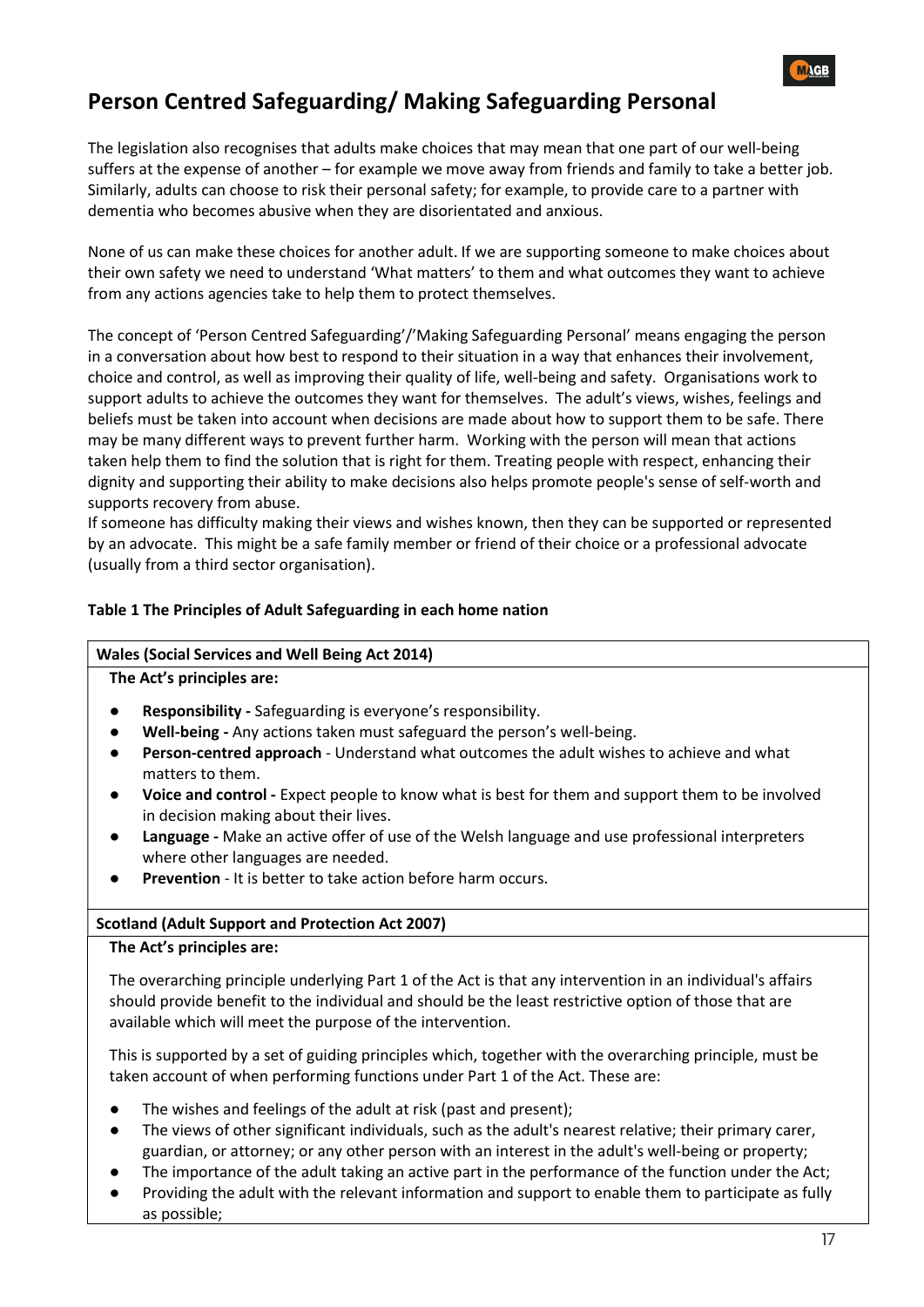# Person Centred Safeguarding/ Making Safeguarding Personal

The legislation also recognises that adults make choices that may mean that one part of our well-being suffers at the expense of another – for example we move away from friends and family to take a better job. Similarly, adults can choose to risk their personal safety; for example, to provide care to a partner with dementia who becomes abusive when they are disorientated and anxious.

None of us can make these choices for another adult. If we are supporting someone to make choices about their own safety we need to understand 'What matters' to them and what outcomes they want to achieve from any actions agencies take to help them to protect themselves.

The concept of 'Person Centred Safeguarding'/'Making Safeguarding Personal' means engaging the person in a conversation about how best to respond to their situation in a way that enhances their involvement, choice and control, as well as improving their quality of life, well-being and safety. Organisations work to support adults to achieve the outcomes they want for themselves. The adult's views, wishes, feelings and beliefs must be taken into account when decisions are made about how to support them to be safe. There may be many different ways to prevent further harm. Working with the person will mean that actions taken help them to find the solution that is right for them. Treating people with respect, enhancing their dignity and supporting their ability to make decisions also helps promote people's sense of self-worth and supports recovery from abuse.

If someone has difficulty making their views and wishes known, then they can be supported or represented by an advocate. This might be a safe family member or friend of their choice or a professional advocate (usually from a third sector organisation).

**Table 1 The Principles of Adult Safeguarding in each home nation**

| **Wales (Social Services and Well Being Act 2014)** |
|---|
| **The Act's principles are:**<br>• **Responsibility -** Safeguarding is everyone's responsibility.<br>• **Well-being -** Any actions taken must safeguard the person's well-being.<br>• **Person-centred approach** - Understand what outcomes the adult wishes to achieve and what matters to them.<br>• **Voice and control -** Expect people to know what is best for them and support them to be involved in decision making about their lives.<br>• **Language -** Make an active offer of use of the Welsh language and use professional interpreters where other languages are needed.<br>• **Prevention** - It is better to take action before harm occurs. |
| **Scotland (Adult Support and Protection Act 2007)** |
| **The Act's principles are:**<br>The overarching principle underlying Part 1 of the Act is that any intervention in an individual's affairs should provide benefit to the individual and should be the least restrictive option of those that are available which will meet the purpose of the intervention.<br>This is supported by a set of guiding principles which, together with the overarching principle, must be taken account of when performing functions under Part 1 of the Act. These are:<br>• The wishes and feelings of the adult at risk (past and present);<br>• The views of other significant individuals, such as the adult's nearest relative; their primary carer, guardian, or attorney; or any other person with an interest in the adult's well-being or property;<br>• The importance of the adult taking an active part in the performance of the function under the Act;<br>• Providing the adult with the relevant information and support to enable them to participate as fully as possible; |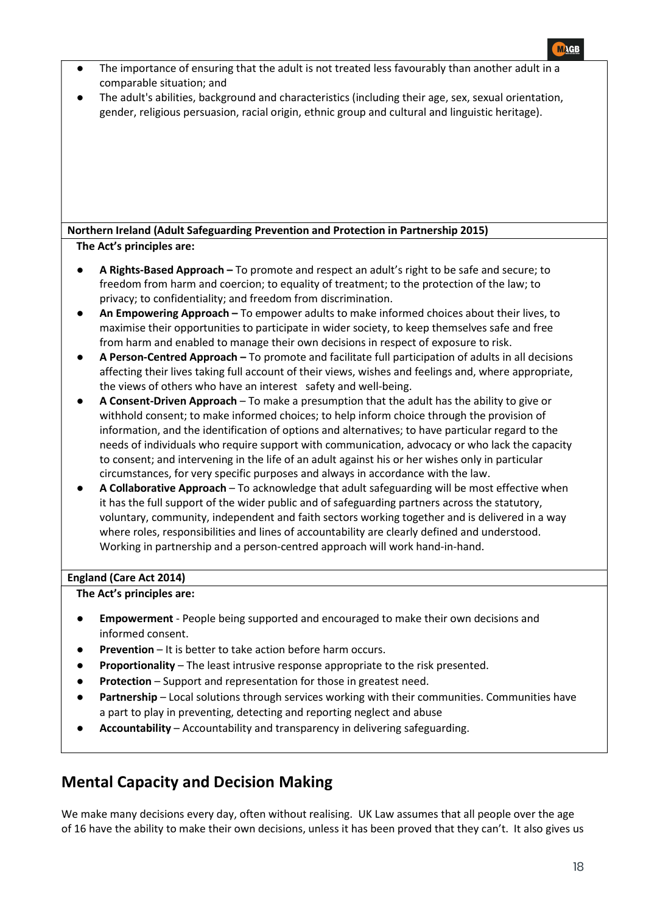- The importance of ensuring that the adult is not treated less favourably than another adult in a comparable situation; and
- The adult's abilities, background and characteristics (including their age, sex, sexual orientation, gender, religious persuasion, racial origin, ethnic group and cultural and linguistic heritage).

**Northern Ireland (Adult Safeguarding Prevention and Protection in Partnership 2015)**

**The Act's principles are:**

- **A Rights-Based Approach –** To promote and respect an adult's right to be safe and secure; to freedom from harm and coercion; to equality of treatment; to the protection of the law; to privacy; to confidentiality; and freedom from discrimination.
- **An Empowering Approach –** To empower adults to make informed choices about their lives, to maximise their opportunities to participate in wider society, to keep themselves safe and free from harm and enabled to manage their own decisions in respect of exposure to risk.
- **A Person-Centred Approach –** To promote and facilitate full participation of adults in all decisions affecting their lives taking full account of their views, wishes and feelings and, where appropriate, the views of others who have an interest safety and well-being.
- **A Consent-Driven Approach** – To make a presumption that the adult has the ability to give or withhold consent; to make informed choices; to help inform choice through the provision of information, and the identification of options and alternatives; to have particular regard to the needs of individuals who require support with communication, advocacy or who lack the capacity to consent; and intervening in the life of an adult against his or her wishes only in particular circumstances, for very specific purposes and always in accordance with the law.
- **A Collaborative Approach** – To acknowledge that adult safeguarding will be most effective when it has the full support of the wider public and of safeguarding partners across the statutory, voluntary, community, independent and faith sectors working together and is delivered in a way where roles, responsibilities and lines of accountability are clearly defined and understood. Working in partnership and a person-centred approach will work hand-in-hand.

**England (Care Act 2014)**

**The Act's principles are:**

- **Empowerment** - People being supported and encouraged to make their own decisions and informed consent.
- **Prevention** – It is better to take action before harm occurs.
- **Proportionality** – The least intrusive response appropriate to the risk presented.
- **Protection** – Support and representation for those in greatest need.
- **Partnership** – Local solutions through services working with their communities. Communities have a part to play in preventing, detecting and reporting neglect and abuse
- **Accountability** – Accountability and transparency in delivering safeguarding.

## Mental Capacity and Decision Making

We make many decisions every day, often without realising. UK Law assumes that all people over the age of 16 have the ability to make their own decisions, unless it has been proved that they can't. It also gives us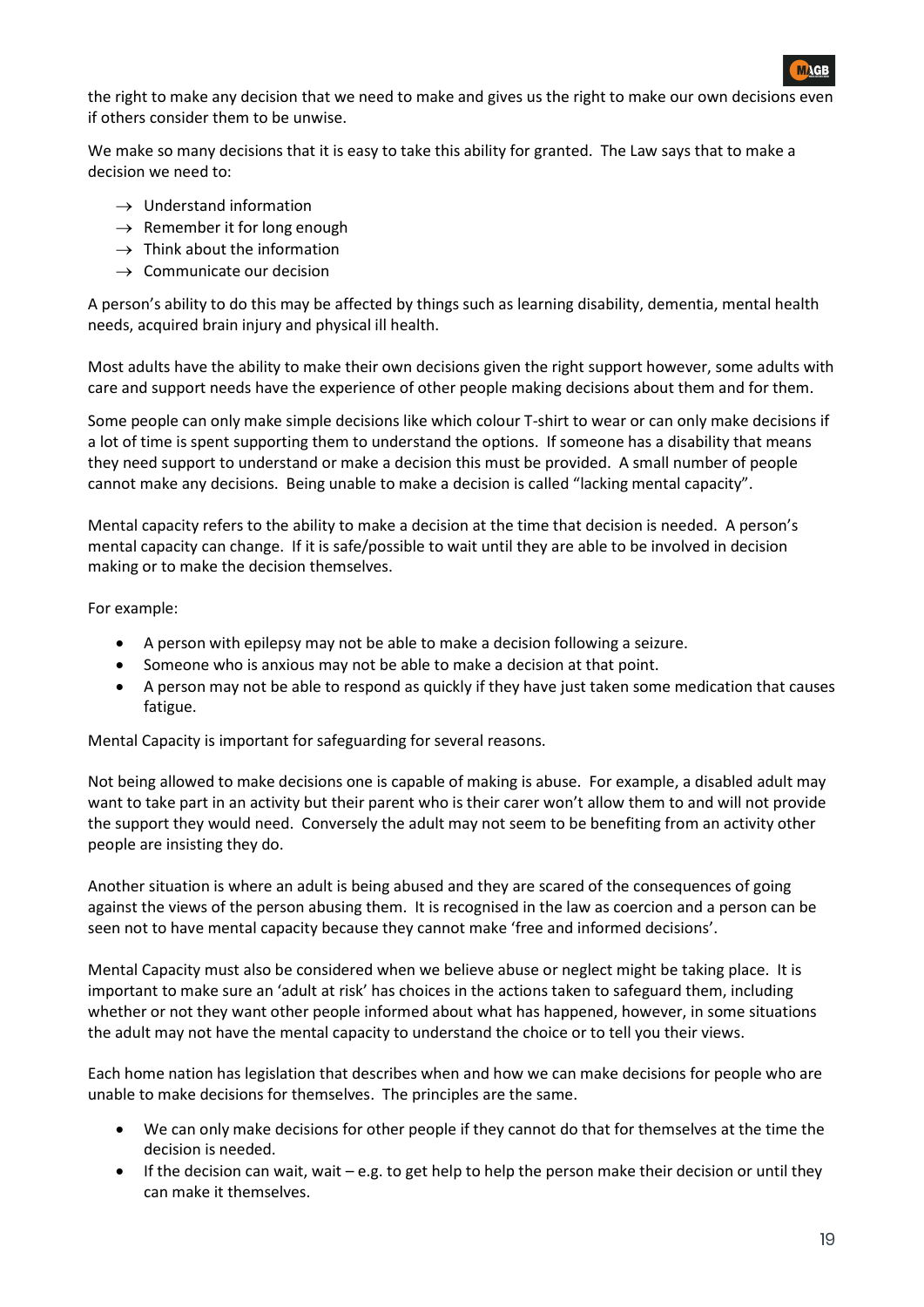the right to make any decision that we need to make and gives us the right to make our own decisions even if others consider them to be unwise.

We make so many decisions that it is easy to take this ability for granted. The Law says that to make a decision we need to:

- → Understand information
- → Remember it for long enough
- → Think about the information
- → Communicate our decision

A person's ability to do this may be affected by things such as learning disability, dementia, mental health needs, acquired brain injury and physical ill health.

Most adults have the ability to make their own decisions given the right support however, some adults with care and support needs have the experience of other people making decisions about them and for them.

Some people can only make simple decisions like which colour T-shirt to wear or can only make decisions if a lot of time is spent supporting them to understand the options. If someone has a disability that means they need support to understand or make a decision this must be provided. A small number of people cannot make any decisions. Being unable to make a decision is called "lacking mental capacity".

Mental capacity refers to the ability to make a decision at the time that decision is needed. A person's mental capacity can change. If it is safe/possible to wait until they are able to be involved in decision making or to make the decision themselves.

For example:

- A person with epilepsy may not be able to make a decision following a seizure.
- Someone who is anxious may not be able to make a decision at that point.
- A person may not be able to respond as quickly if they have just taken some medication that causes fatigue.

Mental Capacity is important for safeguarding for several reasons.

Not being allowed to make decisions one is capable of making is abuse. For example, a disabled adult may want to take part in an activity but their parent who is their carer won't allow them to and will not provide the support they would need. Conversely the adult may not seem to be benefiting from an activity other people are insisting they do.

Another situation is where an adult is being abused and they are scared of the consequences of going against the views of the person abusing them. It is recognised in the law as coercion and a person can be seen not to have mental capacity because they cannot make 'free and informed decisions'.

Mental Capacity must also be considered when we believe abuse or neglect might be taking place. It is important to make sure an 'adult at risk' has choices in the actions taken to safeguard them, including whether or not they want other people informed about what has happened, however, in some situations the adult may not have the mental capacity to understand the choice or to tell you their views.

Each home nation has legislation that describes when and how we can make decisions for people who are unable to make decisions for themselves. The principles are the same.

- We can only make decisions for other people if they cannot do that for themselves at the time the decision is needed.
- If the decision can wait, wait – e.g. to get help to help the person make their decision or until they can make it themselves.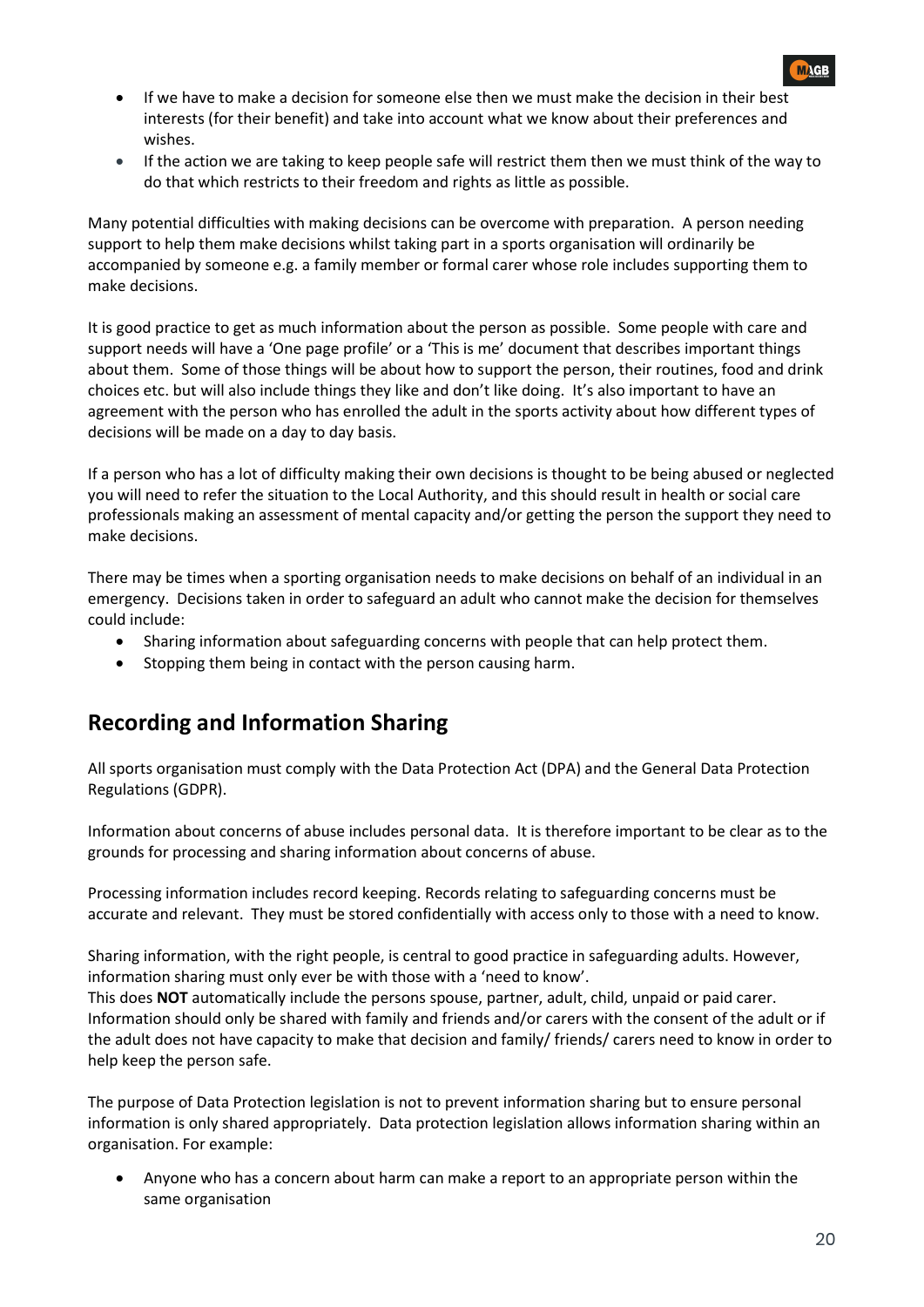- If we have to make a decision for someone else then we must make the decision in their best interests (for their benefit) and take into account what we know about their preferences and wishes.
- If the action we are taking to keep people safe will restrict them then we must think of the way to do that which restricts to their freedom and rights as little as possible.

Many potential difficulties with making decisions can be overcome with preparation. A person needing support to help them make decisions whilst taking part in a sports organisation will ordinarily be accompanied by someone e.g. a family member or formal carer whose role includes supporting them to make decisions.

It is good practice to get as much information about the person as possible. Some people with care and support needs will have a 'One page profile' or a 'This is me' document that describes important things about them. Some of those things will be about how to support the person, their routines, food and drink choices etc. but will also include things they like and don't like doing. It's also important to have an agreement with the person who has enrolled the adult in the sports activity about how different types of decisions will be made on a day to day basis.

If a person who has a lot of difficulty making their own decisions is thought to be being abused or neglected you will need to refer the situation to the Local Authority, and this should result in health or social care professionals making an assessment of mental capacity and/or getting the person the support they need to make decisions.

There may be times when a sporting organisation needs to make decisions on behalf of an individual in an emergency. Decisions taken in order to safeguard an adult who cannot make the decision for themselves could include:

- Sharing information about safeguarding concerns with people that can help protect them.
- Stopping them being in contact with the person causing harm.

## Recording and Information Sharing

All sports organisation must comply with the Data Protection Act (DPA) and the General Data Protection Regulations (GDPR).

Information about concerns of abuse includes personal data. It is therefore important to be clear as to the grounds for processing and sharing information about concerns of abuse.

Processing information includes record keeping. Records relating to safeguarding concerns must be accurate and relevant. They must be stored confidentially with access only to those with a need to know.

Sharing information, with the right people, is central to good practice in safeguarding adults. However, information sharing must only ever be with those with a 'need to know'.
This does **NOT** automatically include the persons spouse, partner, adult, child, unpaid or paid carer. Information should only be shared with family and friends and/or carers with the consent of the adult or if the adult does not have capacity to make that decision and family/ friends/ carers need to know in order to help keep the person safe.

The purpose of Data Protection legislation is not to prevent information sharing but to ensure personal information is only shared appropriately. Data protection legislation allows information sharing within an organisation. For example:

- Anyone who has a concern about harm can make a report to an appropriate person within the same organisation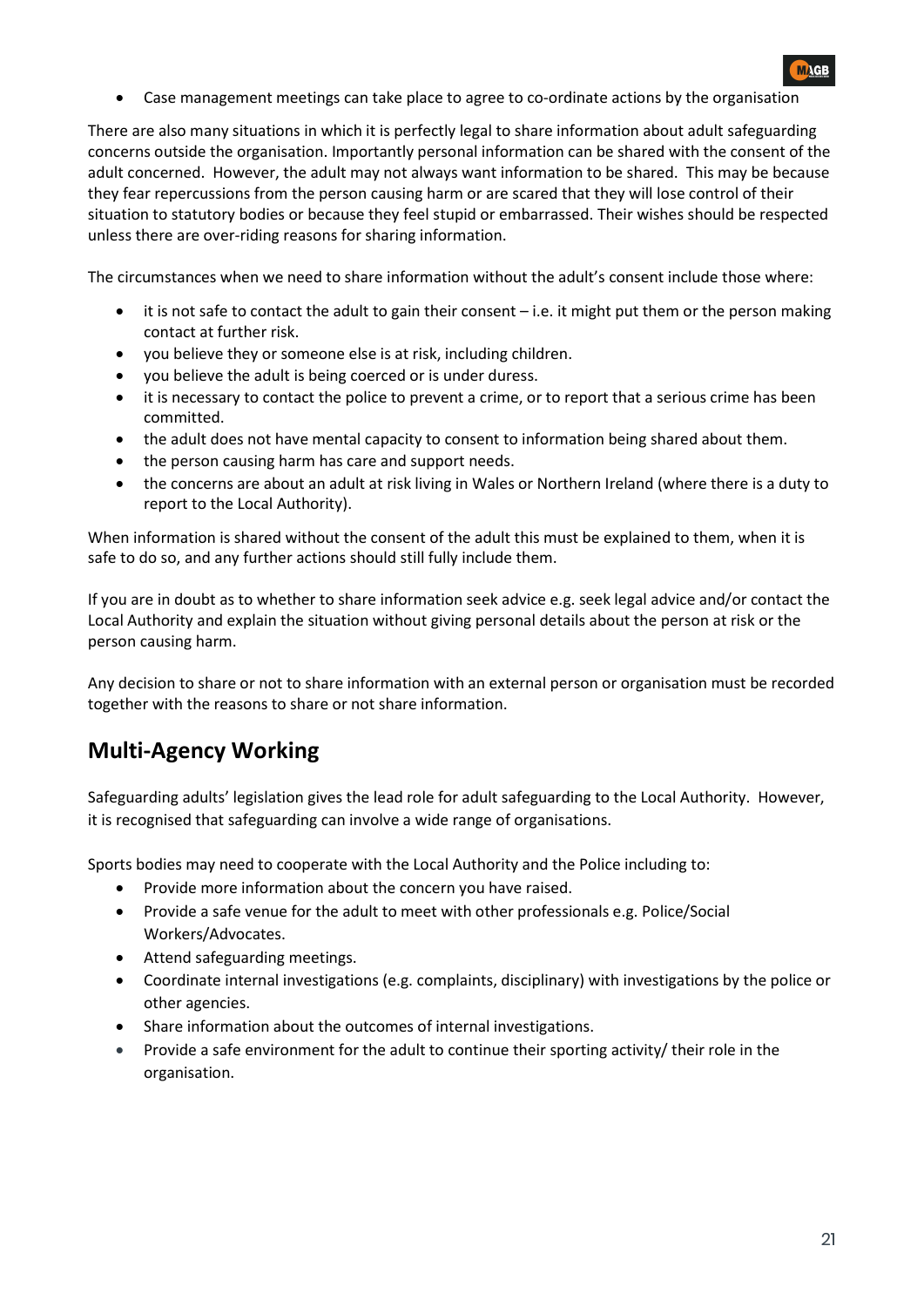- Case management meetings can take place to agree to co-ordinate actions by the organisation

There are also many situations in which it is perfectly legal to share information about adult safeguarding concerns outside the organisation. Importantly personal information can be shared with the consent of the adult concerned. However, the adult may not always want information to be shared. This may be because they fear repercussions from the person causing harm or are scared that they will lose control of their situation to statutory bodies or because they feel stupid or embarrassed. Their wishes should be respected unless there are over-riding reasons for sharing information.

The circumstances when we need to share information without the adult's consent include those where:

- it is not safe to contact the adult to gain their consent – i.e. it might put them or the person making contact at further risk.
- you believe they or someone else is at risk, including children.
- you believe the adult is being coerced or is under duress.
- it is necessary to contact the police to prevent a crime, or to report that a serious crime has been committed.
- the adult does not have mental capacity to consent to information being shared about them.
- the person causing harm has care and support needs.
- the concerns are about an adult at risk living in Wales or Northern Ireland (where there is a duty to report to the Local Authority).

When information is shared without the consent of the adult this must be explained to them, when it is safe to do so, and any further actions should still fully include them.

If you are in doubt as to whether to share information seek advice e.g. seek legal advice and/or contact the Local Authority and explain the situation without giving personal details about the person at risk or the person causing harm.

Any decision to share or not to share information with an external person or organisation must be recorded together with the reasons to share or not share information.

## Multi-Agency Working

Safeguarding adults' legislation gives the lead role for adult safeguarding to the Local Authority. However, it is recognised that safeguarding can involve a wide range of organisations.

Sports bodies may need to cooperate with the Local Authority and the Police including to:

- Provide more information about the concern you have raised.
- Provide a safe venue for the adult to meet with other professionals e.g. Police/Social Workers/Advocates.
- Attend safeguarding meetings.
- Coordinate internal investigations (e.g. complaints, disciplinary) with investigations by the police or other agencies.
- Share information about the outcomes of internal investigations.
- Provide a safe environment for the adult to continue their sporting activity/ their role in the organisation.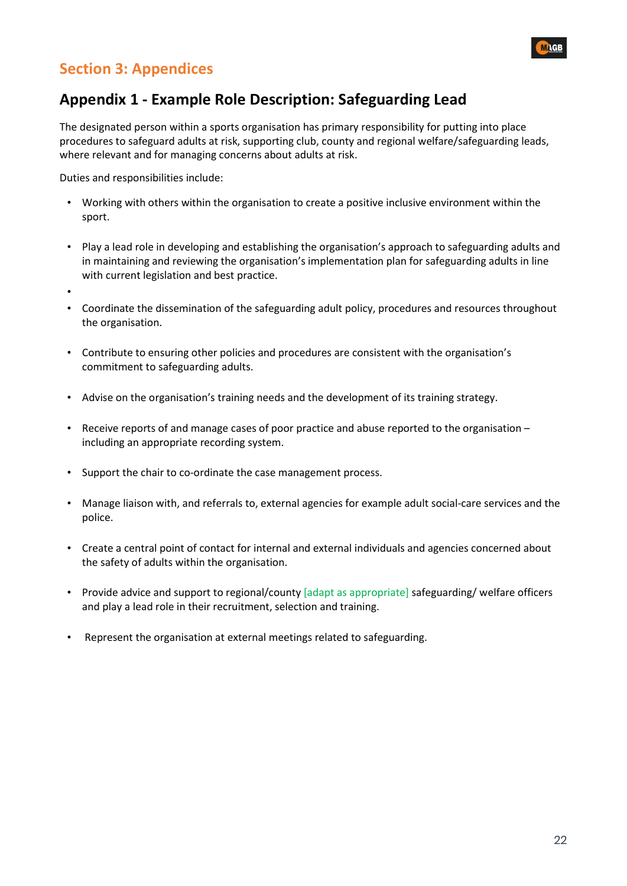# Section 3: Appendices

## Appendix 1 - Example Role Description: Safeguarding Lead

The designated person within a sports organisation has primary responsibility for putting into place procedures to safeguard adults at risk, supporting club, county and regional welfare/safeguarding leads, where relevant and for managing concerns about adults at risk.

Duties and responsibilities include:

- Working with others within the organisation to create a positive inclusive environment within the sport.
- Play a lead role in developing and establishing the organisation's approach to safeguarding adults and in maintaining and reviewing the organisation's implementation plan for safeguarding adults in line with current legislation and best practice.
- 
- Coordinate the dissemination of the safeguarding adult policy, procedures and resources throughout the organisation.
- Contribute to ensuring other policies and procedures are consistent with the organisation's commitment to safeguarding adults.
- Advise on the organisation's training needs and the development of its training strategy.
- Receive reports of and manage cases of poor practice and abuse reported to the organisation – including an appropriate recording system.
- Support the chair to co-ordinate the case management process.
- Manage liaison with, and referrals to, external agencies for example adult social-care services and the police.
- Create a central point of contact for internal and external individuals and agencies concerned about the safety of adults within the organisation.
- Provide advice and support to regional/county [adapt as appropriate] safeguarding/ welfare officers and play a lead role in their recruitment, selection and training.
- Represent the organisation at external meetings related to safeguarding.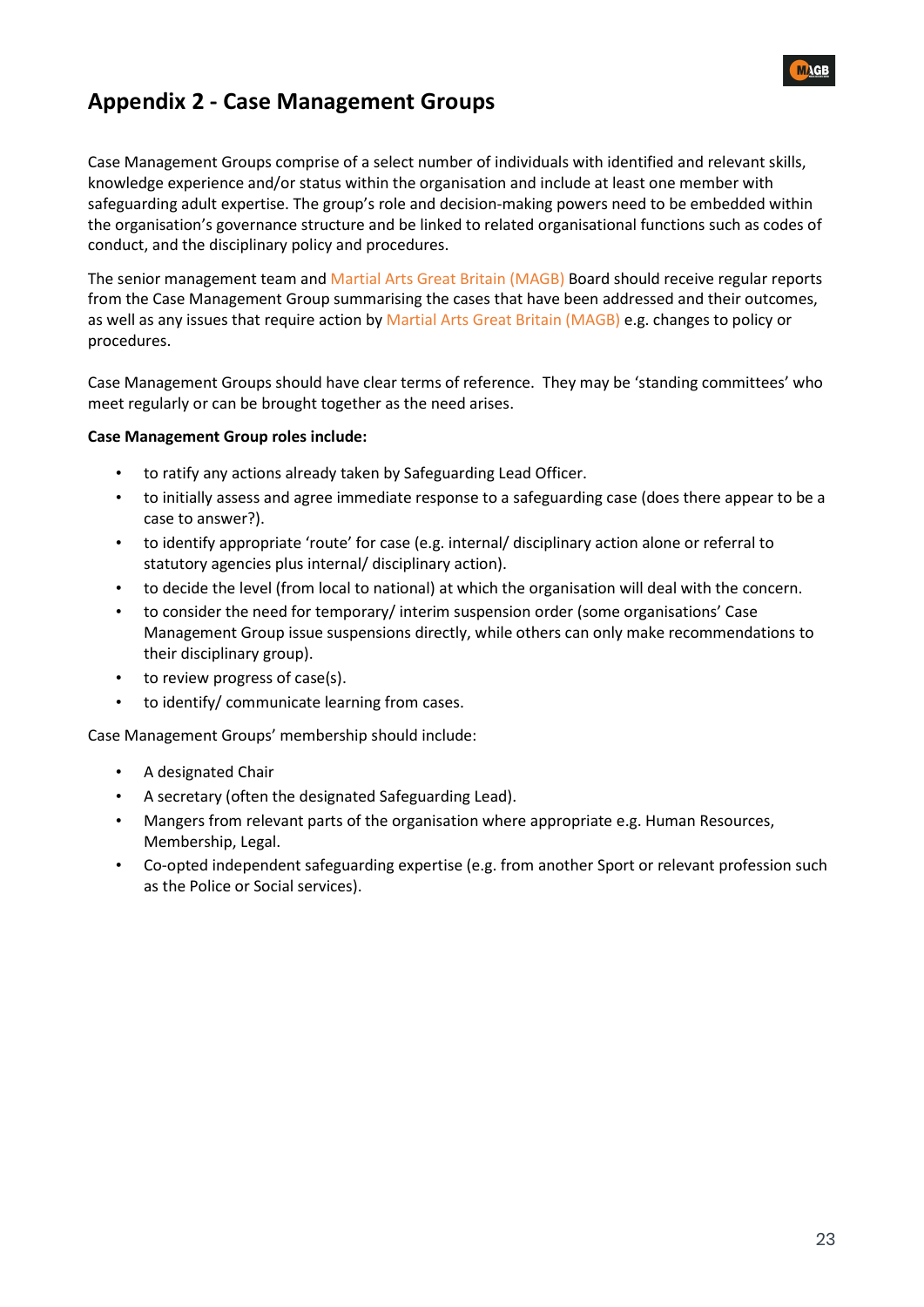## Appendix 2 - Case Management Groups

Case Management Groups comprise of a select number of individuals with identified and relevant skills, knowledge experience and/or status within the organisation and include at least one member with safeguarding adult expertise. The group's role and decision-making powers need to be embedded within the organisation's governance structure and be linked to related organisational functions such as codes of conduct, and the disciplinary policy and procedures.

The senior management team and Martial Arts Great Britain (MAGB) Board should receive regular reports from the Case Management Group summarising the cases that have been addressed and their outcomes, as well as any issues that require action by Martial Arts Great Britain (MAGB) e.g. changes to policy or procedures.

Case Management Groups should have clear terms of reference. They may be 'standing committees' who meet regularly or can be brought together as the need arises.

**Case Management Group roles include:**

- to ratify any actions already taken by Safeguarding Lead Officer.
- to initially assess and agree immediate response to a safeguarding case (does there appear to be a case to answer?).
- to identify appropriate 'route' for case (e.g. internal/ disciplinary action alone or referral to statutory agencies plus internal/ disciplinary action).
- to decide the level (from local to national) at which the organisation will deal with the concern.
- to consider the need for temporary/ interim suspension order (some organisations' Case Management Group issue suspensions directly, while others can only make recommendations to their disciplinary group).
- to review progress of case(s).
- to identify/ communicate learning from cases.

Case Management Groups' membership should include:

- A designated Chair
- A secretary (often the designated Safeguarding Lead).
- Mangers from relevant parts of the organisation where appropriate e.g. Human Resources, Membership, Legal.
- Co-opted independent safeguarding expertise (e.g. from another Sport or relevant profession such as the Police or Social services).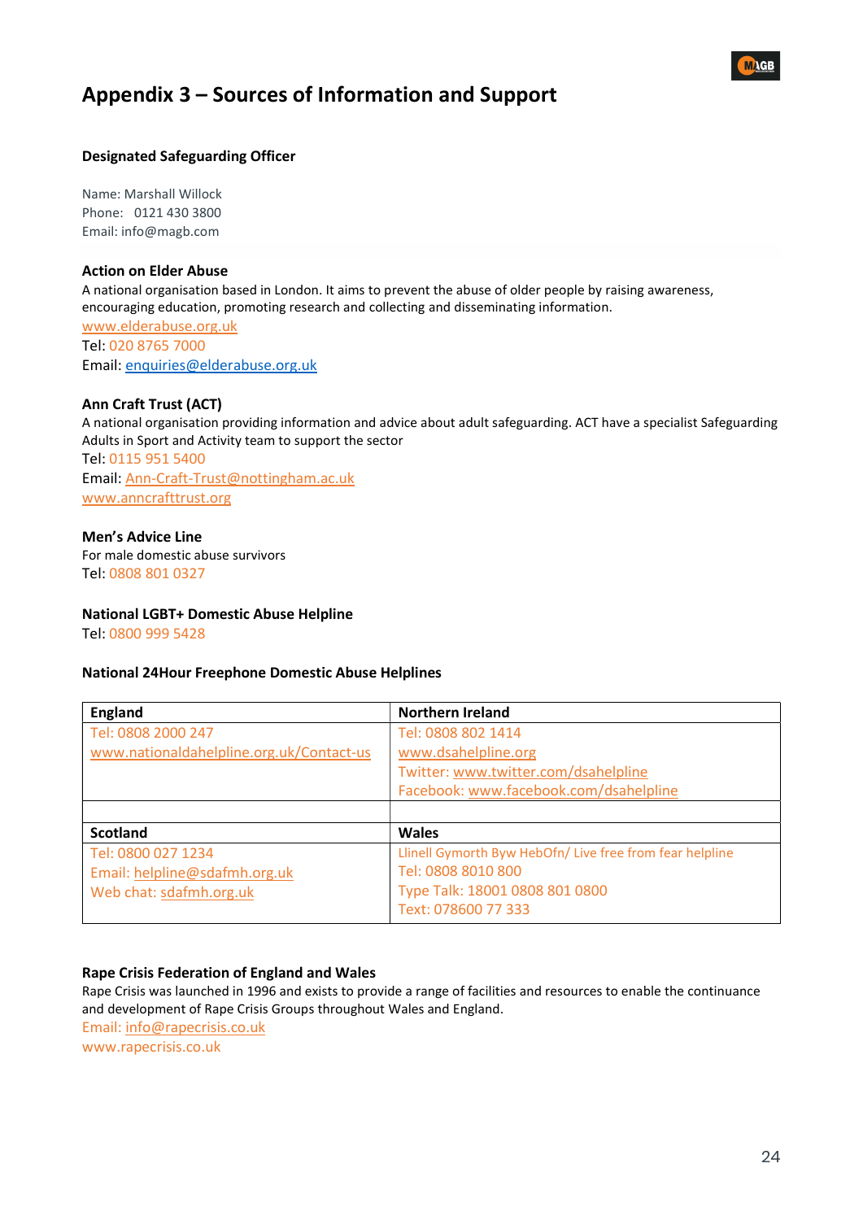# Appendix 3 – Sources of Information and Support

**Designated Safeguarding Officer**

Name: Marshall Willock
Phone: 0121 430 3800
Email: info@magb.com

**Action on Elder Abuse**

A national organisation based in London. It aims to prevent the abuse of older people by raising awareness, encouraging education, promoting research and collecting and disseminating information.

www.elderabuse.org.uk
Tel: 020 8765 7000
Email: enquiries@elderabuse.org.uk

**Ann Craft Trust (ACT)**

A national organisation providing information and advice about adult safeguarding. ACT have a specialist Safeguarding Adults in Sport and Activity team to support the sector

Tel: 0115 951 5400
Email: Ann-Craft-Trust@nottingham.ac.uk
www.anncrafttrust.org

**Men's Advice Line**

For male domestic abuse survivors
Tel: 0808 801 0327

**National LGBT+ Domestic Abuse Helpline**

Tel: 0800 999 5428

**National 24Hour Freephone Domestic Abuse Helplines**

| **England** | **Northern Ireland** |
|---|---|
| Tel: 0808 2000 247<br>www.nationaldahelpline.org.uk/Contact-us | Tel: 0808 802 1414<br>www.dsahelpline.org<br>Twitter: www.twitter.com/dsahelpline<br>Facebook: www.facebook.com/dsahelpline |
| | |
| **Scotland** | **Wales** |
| Tel: 0800 027 1234<br>Email: helpline@sdafmh.org.uk<br>Web chat: sdafmh.org.uk | Llinell Gymorth Byw HebOfn/ Live free from fear helpline<br>Tel: 0808 8010 800<br>Type Talk: 18001 0808 801 0800<br>Text: 078600 77 333 |

**Rape Crisis Federation of England and Wales**

Rape Crisis was launched in 1996 and exists to provide a range of facilities and resources to enable the continuance and development of Rape Crisis Groups throughout Wales and England.

Email: info@rapecrisis.co.uk
www.rapecrisis.co.uk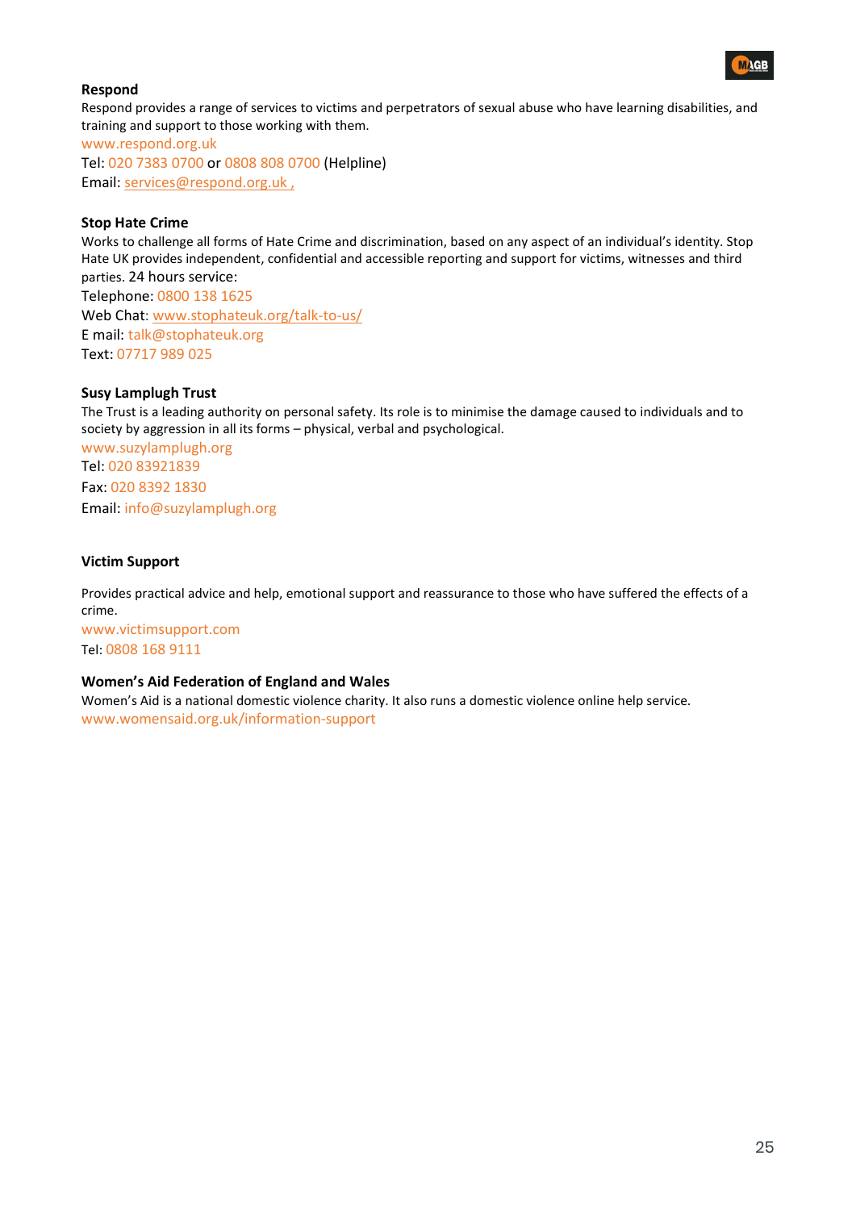**Respond**

Respond provides a range of services to victims and perpetrators of sexual abuse who have learning disabilities, and training and support to those working with them.

www.respond.org.uk

Tel: 020 7383 0700 or 0808 808 0700 (Helpline)

Email: services@respond.org.uk ,

**Stop Hate Crime**

Works to challenge all forms of Hate Crime and discrimination, based on any aspect of an individual's identity. Stop Hate UK provides independent, confidential and accessible reporting and support for victims, witnesses and third parties. 24 hours service:

Telephone: 0800 138 1625

Web Chat: www.stophateuk.org/talk-to-us/

E mail: talk@stophateuk.org

Text: 07717 989 025

**Susy Lamplugh Trust**

The Trust is a leading authority on personal safety. Its role is to minimise the damage caused to individuals and to society by aggression in all its forms – physical, verbal and psychological.

www.suzylamplugh.org

Tel: 020 83921839

Fax: 020 8392 1830

Email: info@suzylamplugh.org

**Victim Support**

Provides practical advice and help, emotional support and reassurance to those who have suffered the effects of a crime.

www.victimsupport.com

Tel: 0808 168 9111

**Women's Aid Federation of England and Wales**

Women's Aid is a national domestic violence charity. It also runs a domestic violence online help service.

www.womensaid.org.uk/information-support